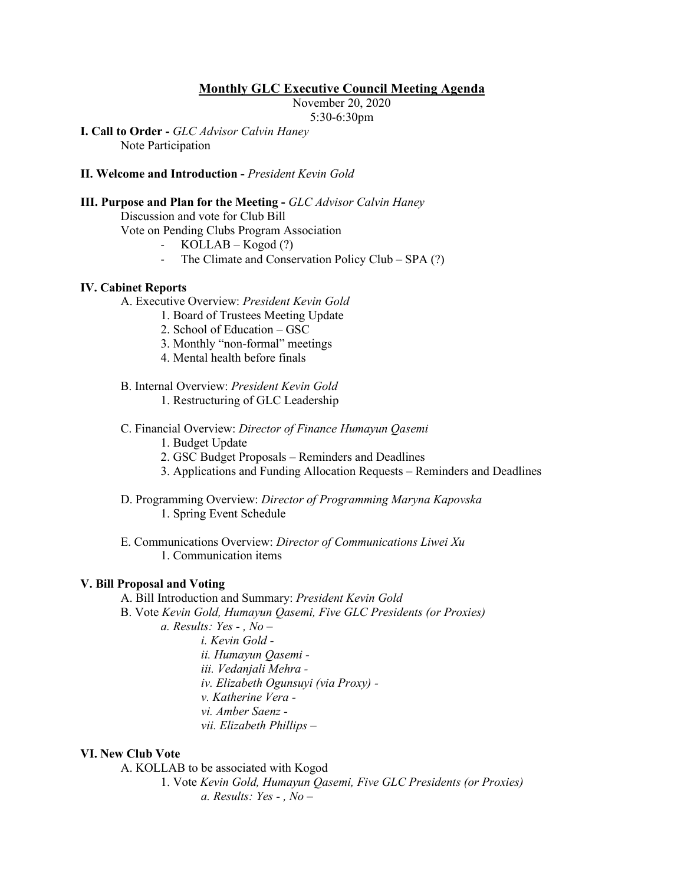**Monthly GLC Executive Council Meeting Agenda**

November 20, 2020

5:30-6:30pm

**I. Call to Order -** *GLC Advisor Calvin Haney*

Note Participation

**II. Welcome and Introduction -** *President Kevin Gold*

**III. Purpose and Plan for the Meeting -** *GLC Advisor Calvin Haney*

Discussion and vote for Club Bill

Vote on Pending Clubs Program Association

- KOLLAB – Kogod (?)
- The Climate and Conservation Policy Club – SPA (?)

**IV. Cabinet Reports**

A. Executive Overview: *President Kevin Gold*

1. Board of Trustees Meeting Update
2. School of Education – GSC
3. Monthly "non-formal" meetings
4. Mental health before finals

B. Internal Overview: *President Kevin Gold*

1. Restructuring of GLC Leadership

C. Financial Overview: *Director of Finance Humayun Qasemi*

1. Budget Update
2. GSC Budget Proposals – Reminders and Deadlines
3. Applications and Funding Allocation Requests – Reminders and Deadlines

D. Programming Overview: *Director of Programming Maryna Kapovska*

1. Spring Event Schedule

E. Communications Overview: *Director of Communications Liwei Xu*

1. Communication items

**V. Bill Proposal and Voting**

A. Bill Introduction and Summary: *President Kevin Gold*

B. Vote *Kevin Gold, Humayun Qasemi, Five GLC Presidents (or Proxies)*

*a. Results: Yes - , No –*

*i. Kevin Gold -*

*ii. Humayun Qasemi -*

*iii. Vedanjali Mehra -*

*iv. Elizabeth Ogunsuyi (via Proxy) -*

*v. Katherine Vera -*

*vi. Amber Saenz -*

*vii. Elizabeth Phillips –*

**VI. New Club Vote**

A. KOLLAB to be associated with Kogod

1. Vote *Kevin Gold, Humayun Qasemi, Five GLC Presidents (or Proxies)*

*a. Results: Yes - , No –*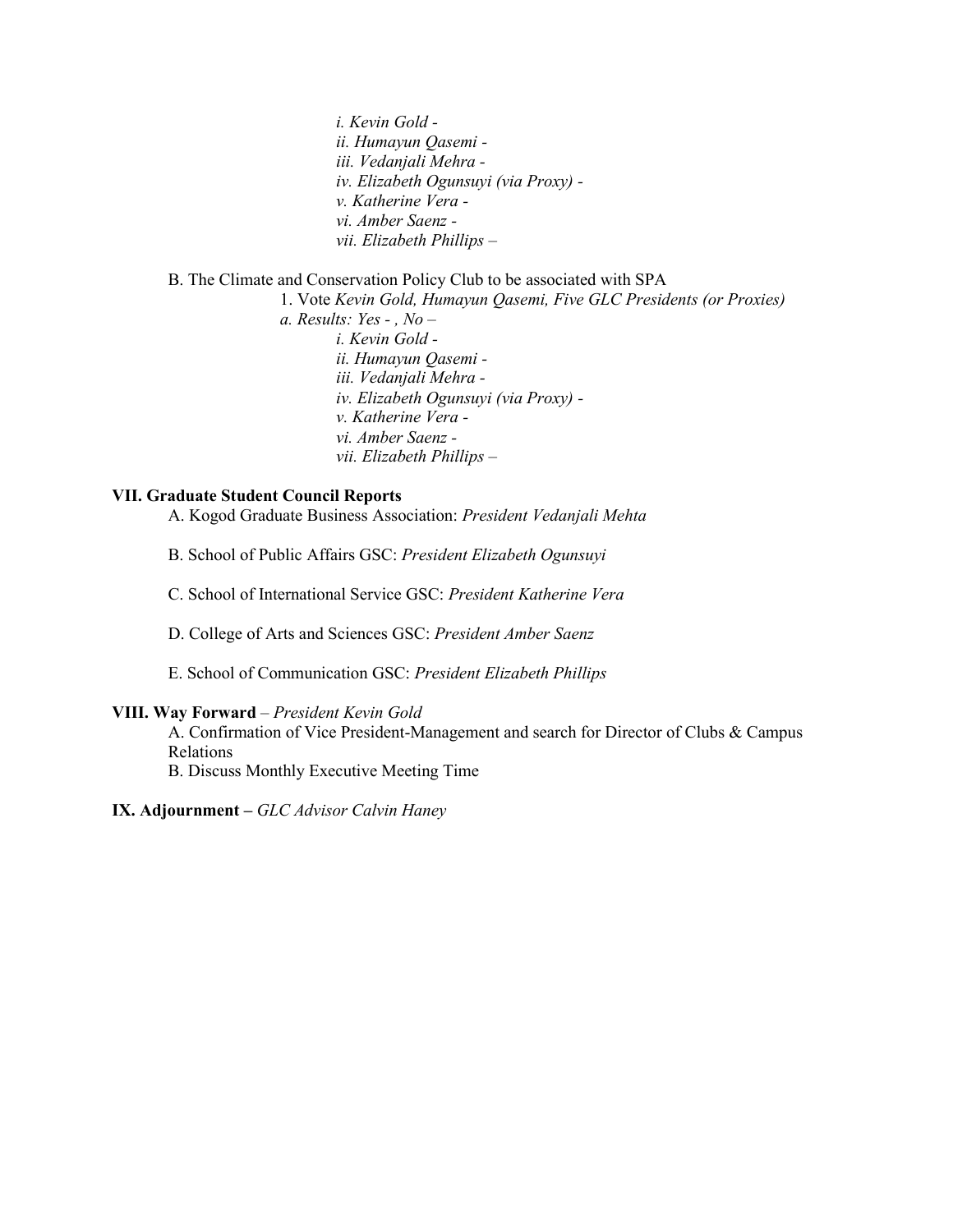*i. Kevin Gold -*
*ii. Humayun Qasemi -*
*iii. Vedanjali Mehra -*
*iv. Elizabeth Ogunsuyi (via Proxy) -*
*v. Katherine Vera -*
*vi. Amber Saenz -*
*vii. Elizabeth Phillips –*

B. The Climate and Conservation Policy Club to be associated with SPA

1. Vote *Kevin Gold, Humayun Qasemi, Five GLC Presidents (or Proxies)*
    *a. Results: Yes - , No –*
        *i. Kevin Gold -*
        *ii. Humayun Qasemi -*
        *iii. Vedanjali Mehra -*
        *iv. Elizabeth Ogunsuyi (via Proxy) -*
        *v. Katherine Vera -*
        *vi. Amber Saenz -*
        *vii. Elizabeth Phillips –*

**VII. Graduate Student Council Reports**

A. Kogod Graduate Business Association: *President Vedanjali Mehta*

B. School of Public Affairs GSC: *President Elizabeth Ogunsuyi*

C. School of International Service GSC: *President Katherine Vera*

D. College of Arts and Sciences GSC: *President Amber Saenz*

E. School of Communication GSC: *President Elizabeth Phillips*

**VIII. Way Forward** – *President Kevin Gold*

A. Confirmation of Vice President-Management and search for Director of Clubs & Campus Relations

B. Discuss Monthly Executive Meeting Time

**IX. Adjournment –** *GLC Advisor Calvin Haney*